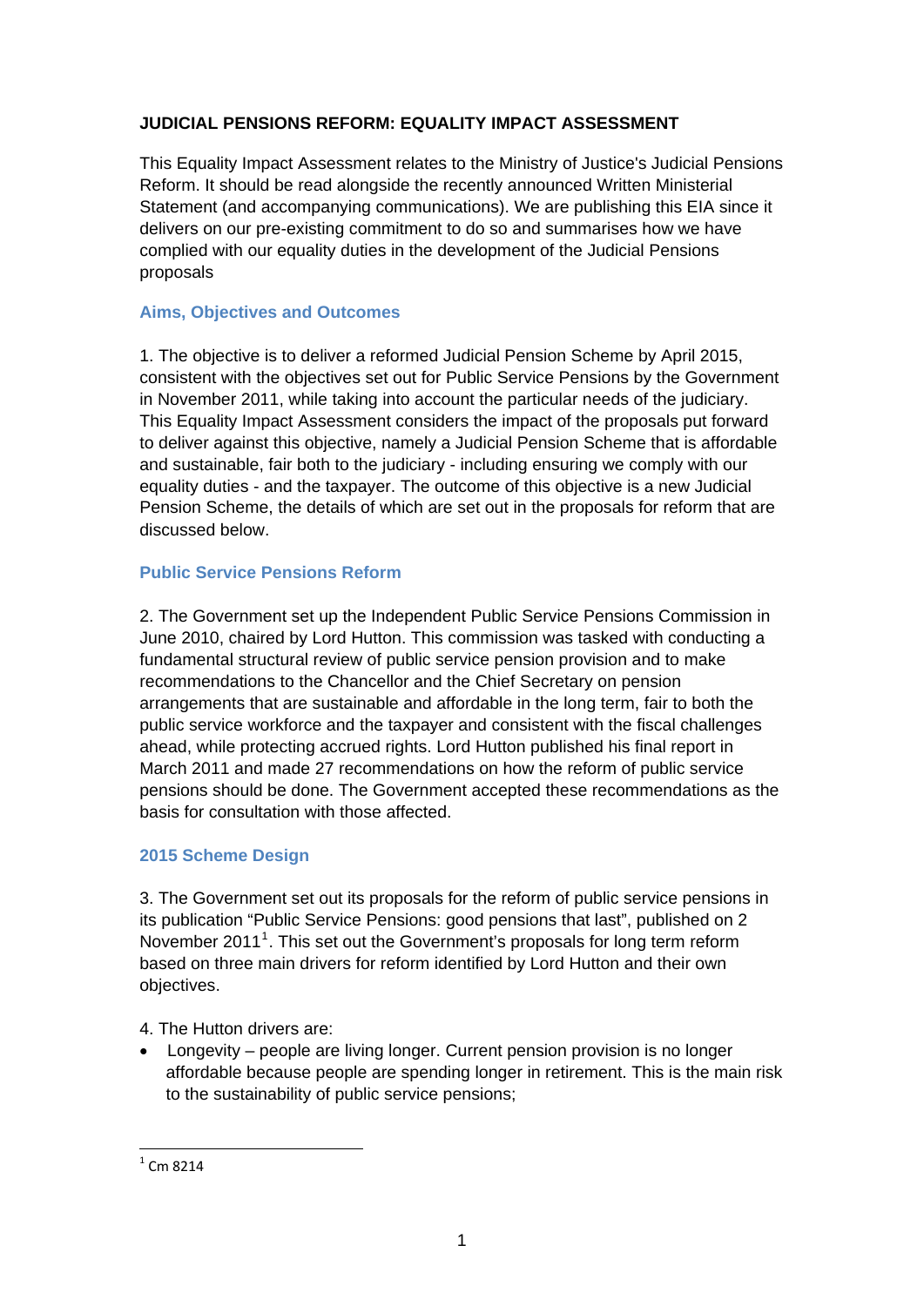**JUDICIAL PENSIONS REFORM: EQUALITY IMPACT ASSESSMENT**

This Equality Impact Assessment relates to the Ministry of Justice's Judicial Pensions Reform. It should be read alongside the recently announced Written Ministerial Statement (and accompanying communications). We are publishing this EIA since it delivers on our pre-existing commitment to do so and summarises how we have complied with our equality duties in the development of the Judicial Pensions proposals

## Aims, Objectives and Outcomes

1. The objective is to deliver a reformed Judicial Pension Scheme by April 2015, consistent with the objectives set out for Public Service Pensions by the Government in November 2011, while taking into account the particular needs of the judiciary. This Equality Impact Assessment considers the impact of the proposals put forward to deliver against this objective, namely a Judicial Pension Scheme that is affordable and sustainable, fair both to the judiciary - including ensuring we comply with our equality duties - and the taxpayer. The outcome of this objective is a new Judicial Pension Scheme, the details of which are set out in the proposals for reform that are discussed below.

## Public Service Pensions Reform

2. The Government set up the Independent Public Service Pensions Commission in June 2010, chaired by Lord Hutton. This commission was tasked with conducting a fundamental structural review of public service pension provision and to make recommendations to the Chancellor and the Chief Secretary on pension arrangements that are sustainable and affordable in the long term, fair to both the public service workforce and the taxpayer and consistent with the fiscal challenges ahead, while protecting accrued rights. Lord Hutton published his final report in March 2011 and made 27 recommendations on how the reform of public service pensions should be done. The Government accepted these recommendations as the basis for consultation with those affected.

## 2015 Scheme Design

3. The Government set out its proposals for the reform of public service pensions in its publication "Public Service Pensions: good pensions that last", published on 2 November 2011[1]. This set out the Government's proposals for long term reform based on three main drivers for reform identified by Lord Hutton and their own objectives.

4. The Hutton drivers are:

- Longevity – people are living longer. Current pension provision is no longer affordable because people are spending longer in retirement. This is the main risk to the sustainability of public service pensions;

[1] Cm 8214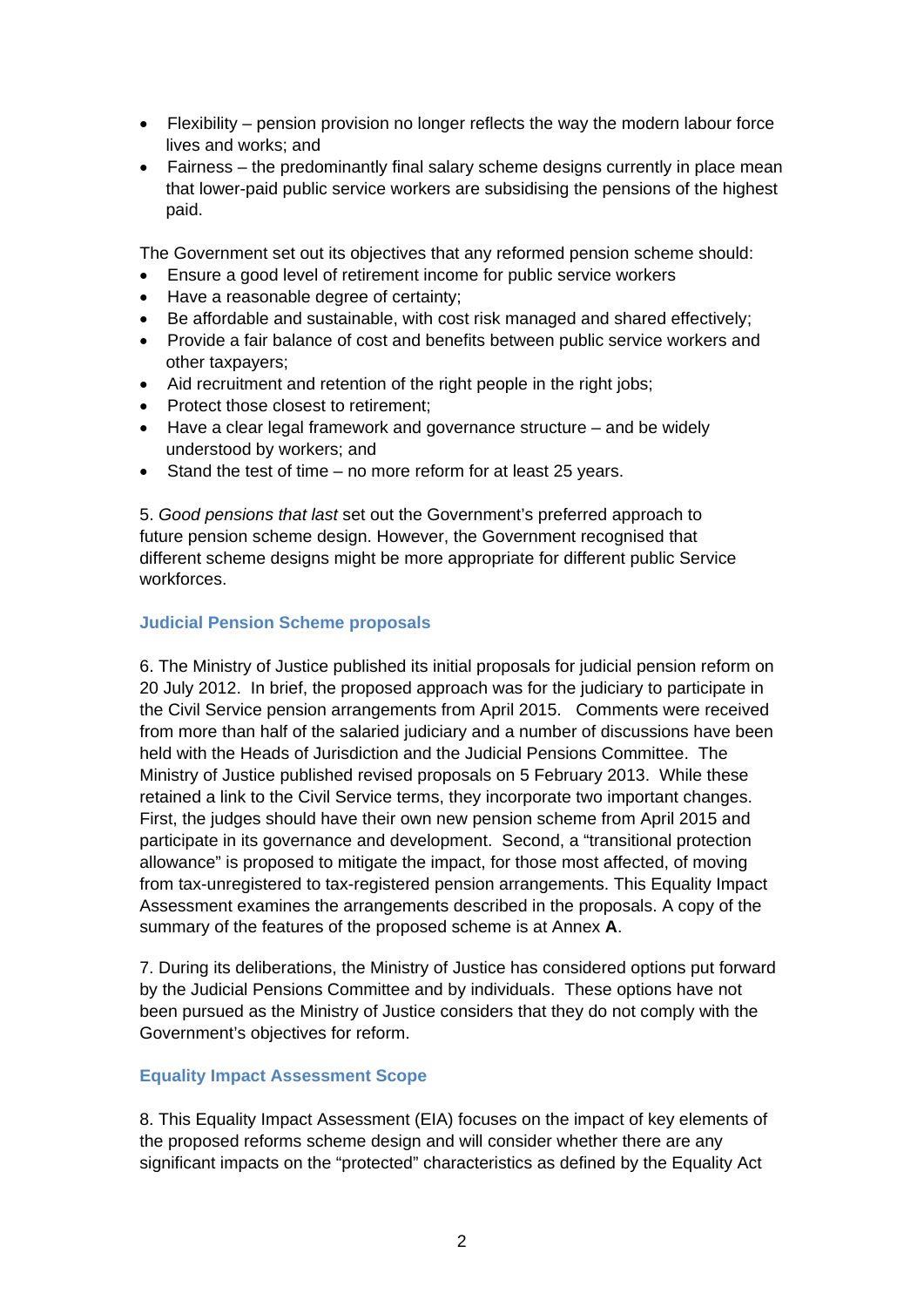- Flexibility – pension provision no longer reflects the way the modern labour force lives and works; and
- Fairness – the predominantly final salary scheme designs currently in place mean that lower-paid public service workers are subsidising the pensions of the highest paid.

The Government set out its objectives that any reformed pension scheme should:

- Ensure a good level of retirement income for public service workers
- Have a reasonable degree of certainty;
- Be affordable and sustainable, with cost risk managed and shared effectively;
- Provide a fair balance of cost and benefits between public service workers and other taxpayers;
- Aid recruitment and retention of the right people in the right jobs;
- Protect those closest to retirement;
- Have a clear legal framework and governance structure – and be widely understood by workers; and
- Stand the test of time – no more reform for at least 25 years.

5. *Good pensions that last* set out the Government's preferred approach to future pension scheme design. However, the Government recognised that different scheme designs might be more appropriate for different public Service workforces.

### Judicial Pension Scheme proposals

6. The Ministry of Justice published its initial proposals for judicial pension reform on 20 July 2012. In brief, the proposed approach was for the judiciary to participate in the Civil Service pension arrangements from April 2015. Comments were received from more than half of the salaried judiciary and a number of discussions have been held with the Heads of Jurisdiction and the Judicial Pensions Committee. The Ministry of Justice published revised proposals on 5 February 2013. While these retained a link to the Civil Service terms, they incorporate two important changes. First, the judges should have their own new pension scheme from April 2015 and participate in its governance and development. Second, a "transitional protection allowance" is proposed to mitigate the impact, for those most affected, of moving from tax-unregistered to tax-registered pension arrangements. This Equality Impact Assessment examines the arrangements described in the proposals. A copy of the summary of the features of the proposed scheme is at Annex **A**.

7. During its deliberations, the Ministry of Justice has considered options put forward by the Judicial Pensions Committee and by individuals. These options have not been pursued as the Ministry of Justice considers that they do not comply with the Government's objectives for reform.

### Equality Impact Assessment Scope

8. This Equality Impact Assessment (EIA) focuses on the impact of key elements of the proposed reforms scheme design and will consider whether there are any significant impacts on the "protected" characteristics as defined by the Equality Act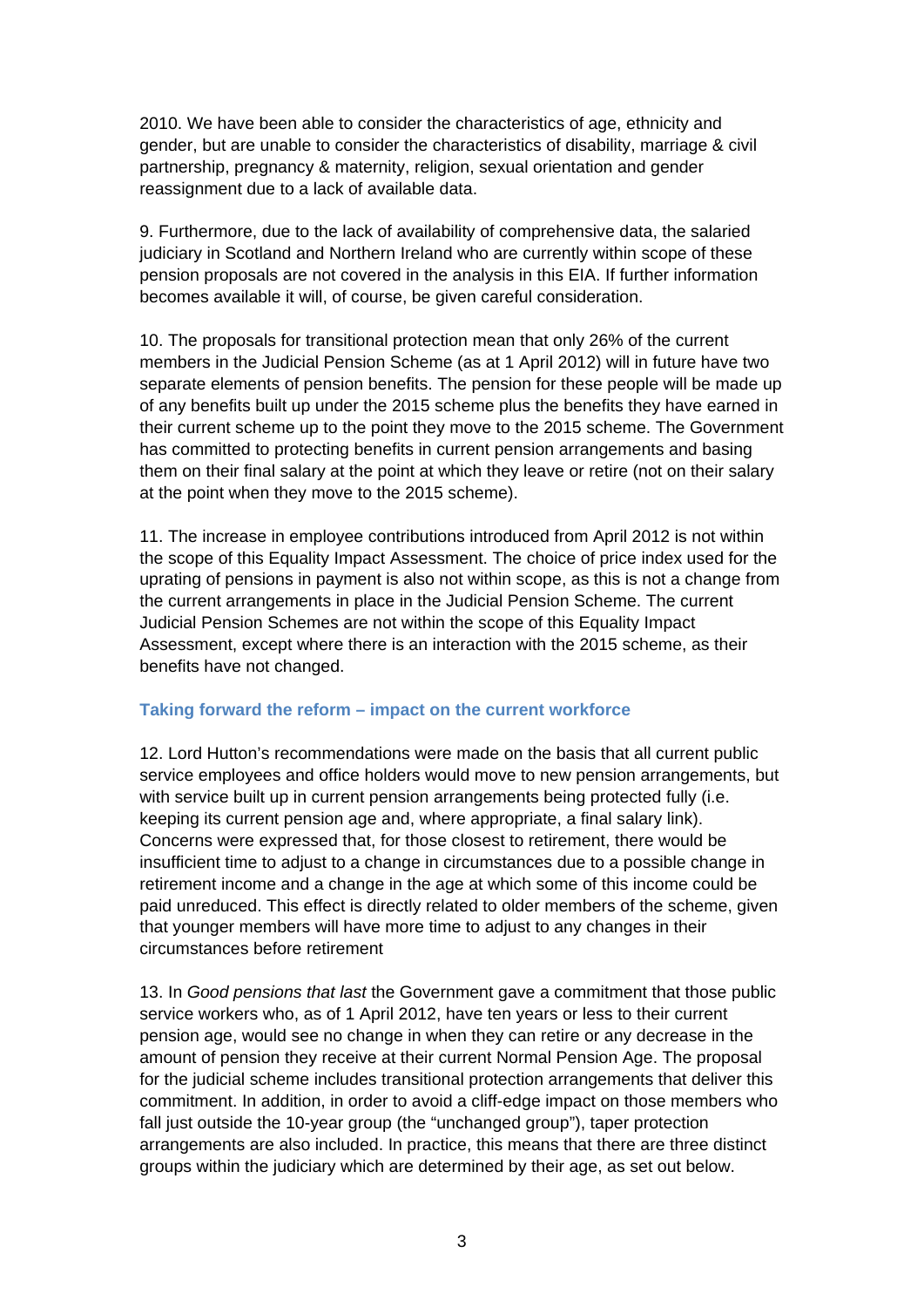2010. We have been able to consider the characteristics of age, ethnicity and gender, but are unable to consider the characteristics of disability, marriage & civil partnership, pregnancy & maternity, religion, sexual orientation and gender reassignment due to a lack of available data.

9. Furthermore, due to the lack of availability of comprehensive data, the salaried judiciary in Scotland and Northern Ireland who are currently within scope of these pension proposals are not covered in the analysis in this EIA. If further information becomes available it will, of course, be given careful consideration.

10. The proposals for transitional protection mean that only 26% of the current members in the Judicial Pension Scheme (as at 1 April 2012) will in future have two separate elements of pension benefits. The pension for these people will be made up of any benefits built up under the 2015 scheme plus the benefits they have earned in their current scheme up to the point they move to the 2015 scheme. The Government has committed to protecting benefits in current pension arrangements and basing them on their final salary at the point at which they leave or retire (not on their salary at the point when they move to the 2015 scheme).

11. The increase in employee contributions introduced from April 2012 is not within the scope of this Equality Impact Assessment. The choice of price index used for the uprating of pensions in payment is also not within scope, as this is not a change from the current arrangements in place in the Judicial Pension Scheme. The current Judicial Pension Schemes are not within the scope of this Equality Impact Assessment, except where there is an interaction with the 2015 scheme, as their benefits have not changed.

### Taking forward the reform – impact on the current workforce

12. Lord Hutton's recommendations were made on the basis that all current public service employees and office holders would move to new pension arrangements, but with service built up in current pension arrangements being protected fully (i.e. keeping its current pension age and, where appropriate, a final salary link). Concerns were expressed that, for those closest to retirement, there would be insufficient time to adjust to a change in circumstances due to a possible change in retirement income and a change in the age at which some of this income could be paid unreduced. This effect is directly related to older members of the scheme, given that younger members will have more time to adjust to any changes in their circumstances before retirement

13. In *Good pensions that last* the Government gave a commitment that those public service workers who, as of 1 April 2012, have ten years or less to their current pension age, would see no change in when they can retire or any decrease in the amount of pension they receive at their current Normal Pension Age. The proposal for the judicial scheme includes transitional protection arrangements that deliver this commitment. In addition, in order to avoid a cliff-edge impact on those members who fall just outside the 10-year group (the "unchanged group"), taper protection arrangements are also included. In practice, this means that there are three distinct groups within the judiciary which are determined by their age, as set out below.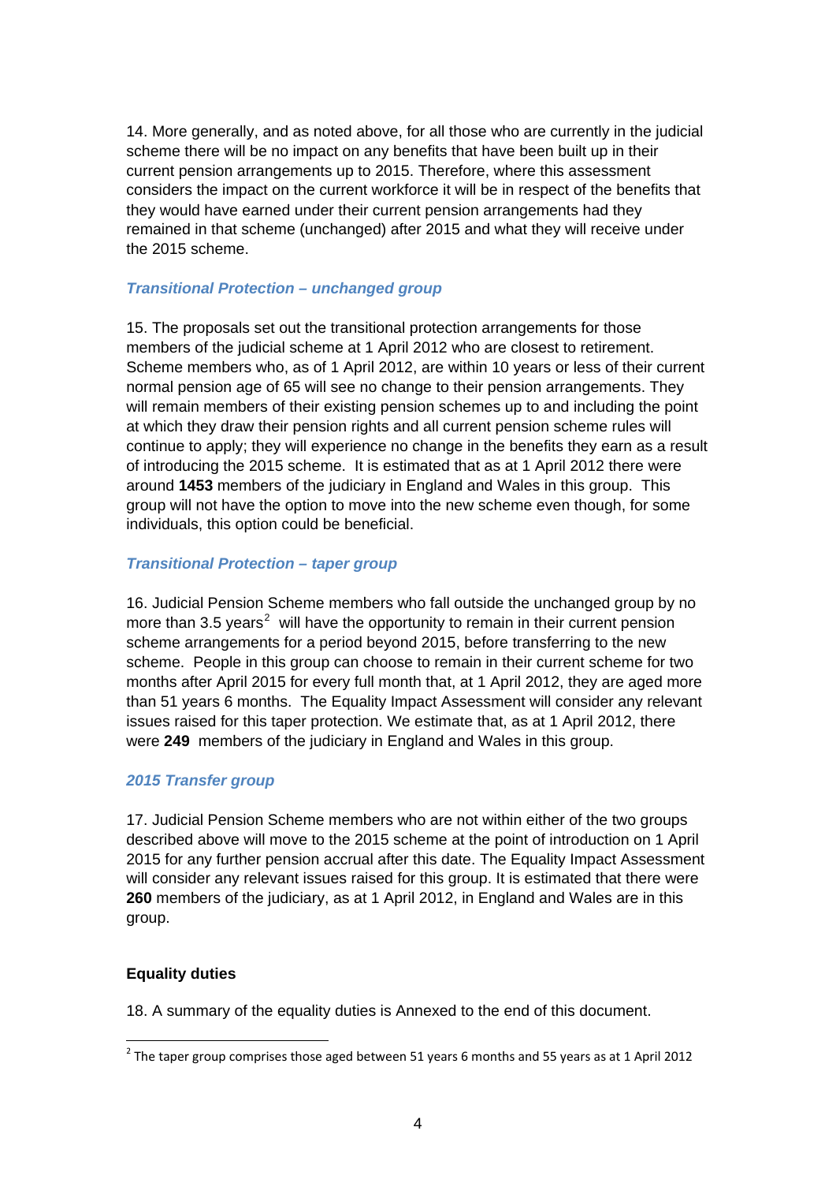14. More generally, and as noted above, for all those who are currently in the judicial scheme there will be no impact on any benefits that have been built up in their current pension arrangements up to 2015. Therefore, where this assessment considers the impact on the current workforce it will be in respect of the benefits that they would have earned under their current pension arrangements had they remained in that scheme (unchanged) after 2015 and what they will receive under the 2015 scheme.

### *Transitional Protection – unchanged group*

15. The proposals set out the transitional protection arrangements for those members of the judicial scheme at 1 April 2012 who are closest to retirement. Scheme members who, as of 1 April 2012, are within 10 years or less of their current normal pension age of 65 will see no change to their pension arrangements. They will remain members of their existing pension schemes up to and including the point at which they draw their pension rights and all current pension scheme rules will continue to apply; they will experience no change in the benefits they earn as a result of introducing the 2015 scheme. It is estimated that as at 1 April 2012 there were around **1453** members of the judiciary in England and Wales in this group. This group will not have the option to move into the new scheme even though, for some individuals, this option could be beneficial.

### *Transitional Protection – taper group*

16. Judicial Pension Scheme members who fall outside the unchanged group by no more than 3.5 years[2] will have the opportunity to remain in their current pension scheme arrangements for a period beyond 2015, before transferring to the new scheme. People in this group can choose to remain in their current scheme for two months after April 2015 for every full month that, at 1 April 2012, they are aged more than 51 years 6 months. The Equality Impact Assessment will consider any relevant issues raised for this taper protection. We estimate that, as at 1 April 2012, there were **249** members of the judiciary in England and Wales in this group.

### *2015 Transfer group*

17. Judicial Pension Scheme members who are not within either of the two groups described above will move to the 2015 scheme at the point of introduction on 1 April 2015 for any further pension accrual after this date. The Equality Impact Assessment will consider any relevant issues raised for this group. It is estimated that there were **260** members of the judiciary, as at 1 April 2012, in England and Wales are in this group.

### **Equality duties**

18. A summary of the equality duties is Annexed to the end of this document.

[2] The taper group comprises those aged between 51 years 6 months and 55 years as at 1 April 2012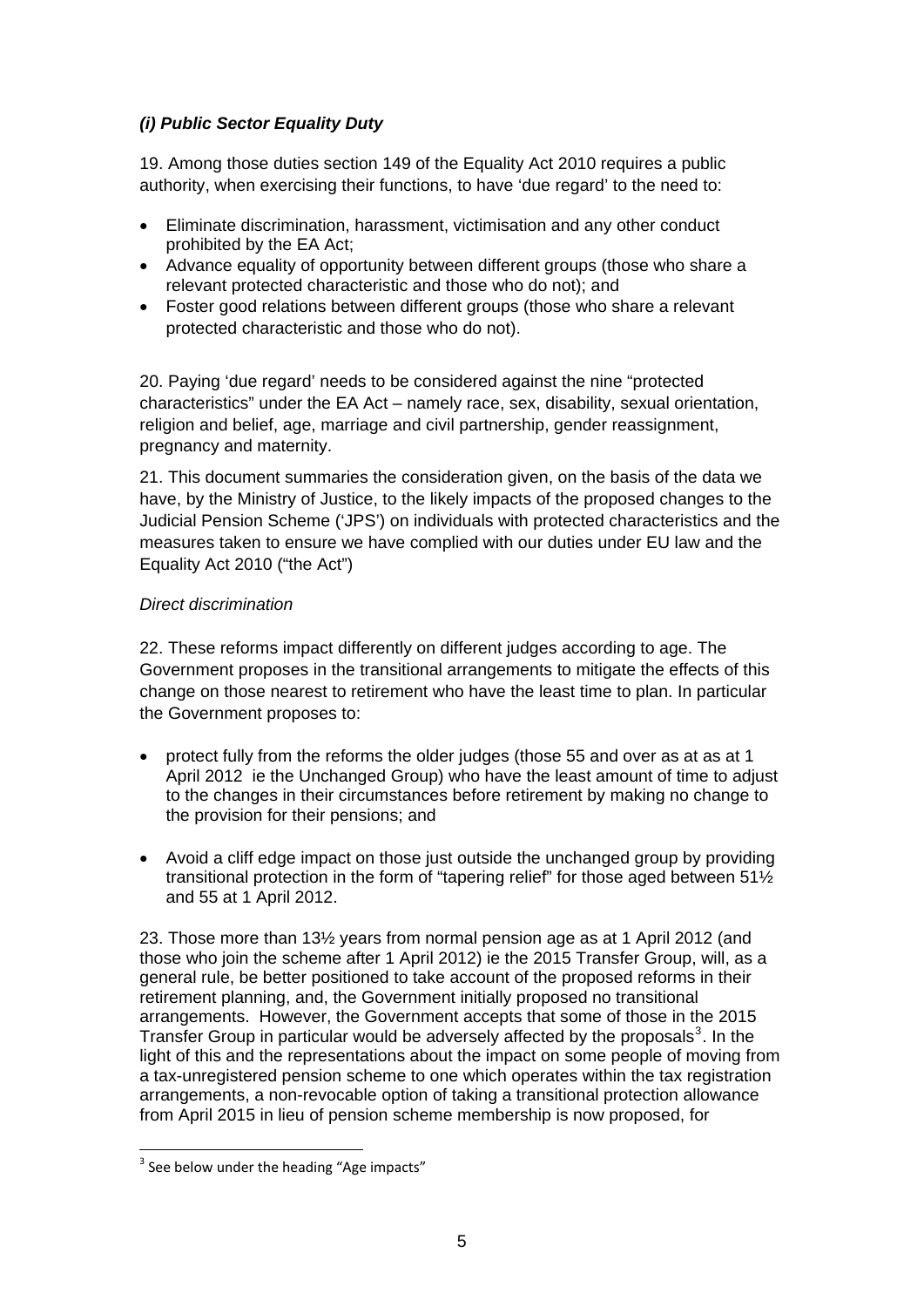### *(i) Public Sector Equality Duty*

19. Among those duties section 149 of the Equality Act 2010 requires a public authority, when exercising their functions, to have 'due regard' to the need to:

- Eliminate discrimination, harassment, victimisation and any other conduct prohibited by the EA Act;
- Advance equality of opportunity between different groups (those who share a relevant protected characteristic and those who do not); and
- Foster good relations between different groups (those who share a relevant protected characteristic and those who do not).

20. Paying 'due regard' needs to be considered against the nine "protected characteristics" under the EA Act – namely race, sex, disability, sexual orientation, religion and belief, age, marriage and civil partnership, gender reassignment, pregnancy and maternity.

21. This document summaries the consideration given, on the basis of the data we have, by the Ministry of Justice, to the likely impacts of the proposed changes to the Judicial Pension Scheme ('JPS') on individuals with protected characteristics and the measures taken to ensure we have complied with our duties under EU law and the Equality Act 2010 ("the Act")

*Direct discrimination*

22. These reforms impact differently on different judges according to age. The Government proposes in the transitional arrangements to mitigate the effects of this change on those nearest to retirement who have the least time to plan. In particular the Government proposes to:

- protect fully from the reforms the older judges (those 55 and over as at as at 1 April 2012 ie the Unchanged Group) who have the least amount of time to adjust to the changes in their circumstances before retirement by making no change to the provision for their pensions; and

- Avoid a cliff edge impact on those just outside the unchanged group by providing transitional protection in the form of "tapering relief" for those aged between 51½ and 55 at 1 April 2012.

23. Those more than 13½ years from normal pension age as at 1 April 2012 (and those who join the scheme after 1 April 2012) ie the 2015 Transfer Group, will, as a general rule, be better positioned to take account of the proposed reforms in their retirement planning, and, the Government initially proposed no transitional arrangements. However, the Government accepts that some of those in the 2015 Transfer Group in particular would be adversely affected by the proposals[3]. In the light of this and the representations about the impact on some people of moving from a tax-unregistered pension scheme to one which operates within the tax registration arrangements, a non-revocable option of taking a transitional protection allowance from April 2015 in lieu of pension scheme membership is now proposed, for

[3] See below under the heading "Age impacts"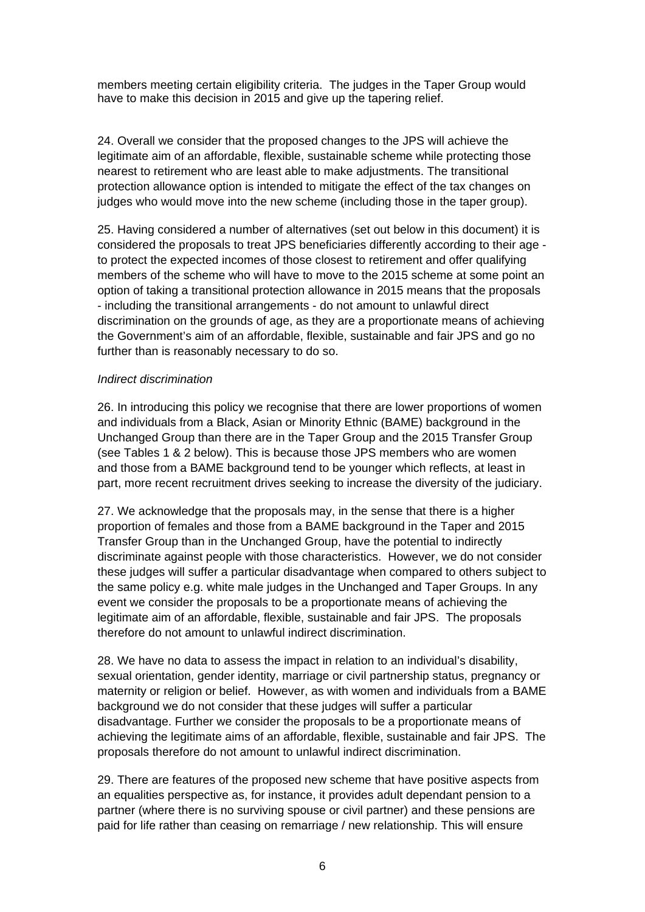members meeting certain eligibility criteria. The judges in the Taper Group would have to make this decision in 2015 and give up the tapering relief.

24. Overall we consider that the proposed changes to the JPS will achieve the legitimate aim of an affordable, flexible, sustainable scheme while protecting those nearest to retirement who are least able to make adjustments. The transitional protection allowance option is intended to mitigate the effect of the tax changes on judges who would move into the new scheme (including those in the taper group).

25. Having considered a number of alternatives (set out below in this document) it is considered the proposals to treat JPS beneficiaries differently according to their age - to protect the expected incomes of those closest to retirement and offer qualifying members of the scheme who will have to move to the 2015 scheme at some point an option of taking a transitional protection allowance in 2015 means that the proposals - including the transitional arrangements - do not amount to unlawful direct discrimination on the grounds of age, as they are a proportionate means of achieving the Government's aim of an affordable, flexible, sustainable and fair JPS and go no further than is reasonably necessary to do so.

*Indirect discrimination*

26. In introducing this policy we recognise that there are lower proportions of women and individuals from a Black, Asian or Minority Ethnic (BAME) background in the Unchanged Group than there are in the Taper Group and the 2015 Transfer Group (see Tables 1 & 2 below). This is because those JPS members who are women and those from a BAME background tend to be younger which reflects, at least in part, more recent recruitment drives seeking to increase the diversity of the judiciary.

27. We acknowledge that the proposals may, in the sense that there is a higher proportion of females and those from a BAME background in the Taper and 2015 Transfer Group than in the Unchanged Group, have the potential to indirectly discriminate against people with those characteristics. However, we do not consider these judges will suffer a particular disadvantage when compared to others subject to the same policy e.g. white male judges in the Unchanged and Taper Groups. In any event we consider the proposals to be a proportionate means of achieving the legitimate aim of an affordable, flexible, sustainable and fair JPS. The proposals therefore do not amount to unlawful indirect discrimination.

28. We have no data to assess the impact in relation to an individual's disability, sexual orientation, gender identity, marriage or civil partnership status, pregnancy or maternity or religion or belief. However, as with women and individuals from a BAME background we do not consider that these judges will suffer a particular disadvantage. Further we consider the proposals to be a proportionate means of achieving the legitimate aims of an affordable, flexible, sustainable and fair JPS. The proposals therefore do not amount to unlawful indirect discrimination.

29. There are features of the proposed new scheme that have positive aspects from an equalities perspective as, for instance, it provides adult dependant pension to a partner (where there is no surviving spouse or civil partner) and these pensions are paid for life rather than ceasing on remarriage / new relationship. This will ensure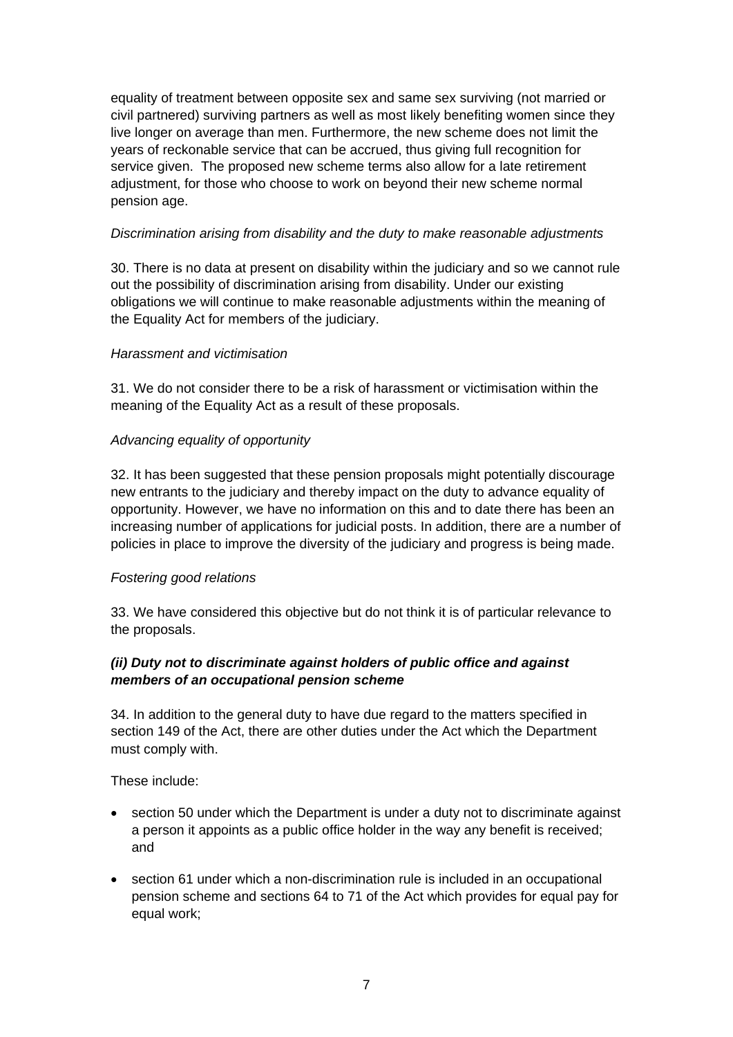equality of treatment between opposite sex and same sex surviving (not married or civil partnered) surviving partners as well as most likely benefiting women since they live longer on average than men. Furthermore, the new scheme does not limit the years of reckonable service that can be accrued, thus giving full recognition for service given. The proposed new scheme terms also allow for a late retirement adjustment, for those who choose to work on beyond their new scheme normal pension age.

*Discrimination arising from disability and the duty to make reasonable adjustments*

30. There is no data at present on disability within the judiciary and so we cannot rule out the possibility of discrimination arising from disability. Under our existing obligations we will continue to make reasonable adjustments within the meaning of the Equality Act for members of the judiciary.

*Harassment and victimisation*

31. We do not consider there to be a risk of harassment or victimisation within the meaning of the Equality Act as a result of these proposals.

*Advancing equality of opportunity*

32. It has been suggested that these pension proposals might potentially discourage new entrants to the judiciary and thereby impact on the duty to advance equality of opportunity. However, we have no information on this and to date there has been an increasing number of applications for judicial posts. In addition, there are a number of policies in place to improve the diversity of the judiciary and progress is being made.

*Fostering good relations*

33. We have considered this objective but do not think it is of particular relevance to the proposals.

***(ii) Duty not to discriminate against holders of public office and against members of an occupational pension scheme***

34. In addition to the general duty to have due regard to the matters specified in section 149 of the Act, there are other duties under the Act which the Department must comply with.

These include:

- section 50 under which the Department is under a duty not to discriminate against a person it appoints as a public office holder in the way any benefit is received; and
- section 61 under which a non-discrimination rule is included in an occupational pension scheme and sections 64 to 71 of the Act which provides for equal pay for equal work;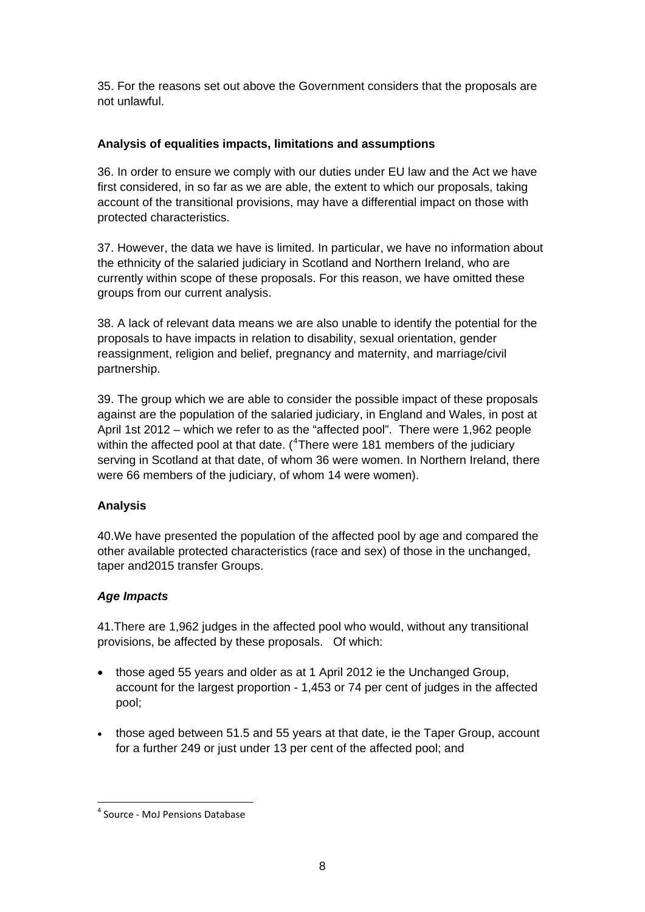35. For the reasons set out above the Government considers that the proposals are not unlawful.

**Analysis of equalities impacts, limitations and assumptions**

36. In order to ensure we comply with our duties under EU law and the Act we have first considered, in so far as we are able, the extent to which our proposals, taking account of the transitional provisions, may have a differential impact on those with protected characteristics.

37. However, the data we have is limited. In particular, we have no information about the ethnicity of the salaried judiciary in Scotland and Northern Ireland, who are currently within scope of these proposals. For this reason, we have omitted these groups from our current analysis.

38. A lack of relevant data means we are also unable to identify the potential for the proposals to have impacts in relation to disability, sexual orientation, gender reassignment, religion and belief, pregnancy and maternity, and marriage/civil partnership.

39. The group which we are able to consider the possible impact of these proposals against are the population of the salaried judiciary, in England and Wales, in post at April 1st 2012 – which we refer to as the "affected pool". There were 1,962 people within the affected pool at that date. ([4]There were 181 members of the judiciary serving in Scotland at that date, of whom 36 were women. In Northern Ireland, there were 66 members of the judiciary, of whom 14 were women).

**Analysis**

40.We have presented the population of the affected pool by age and compared the other available protected characteristics (race and sex) of those in the unchanged, taper and2015 transfer Groups.

***Age Impacts***

41.There are 1,962 judges in the affected pool who would, without any transitional provisions, be affected by these proposals. Of which:

- those aged 55 years and older as at 1 April 2012 ie the Unchanged Group, account for the largest proportion - 1,453 or 74 per cent of judges in the affected pool;
- those aged between 51.5 and 55 years at that date, ie the Taper Group, account for a further 249 or just under 13 per cent of the affected pool; and

[4] Source - MoJ Pensions Database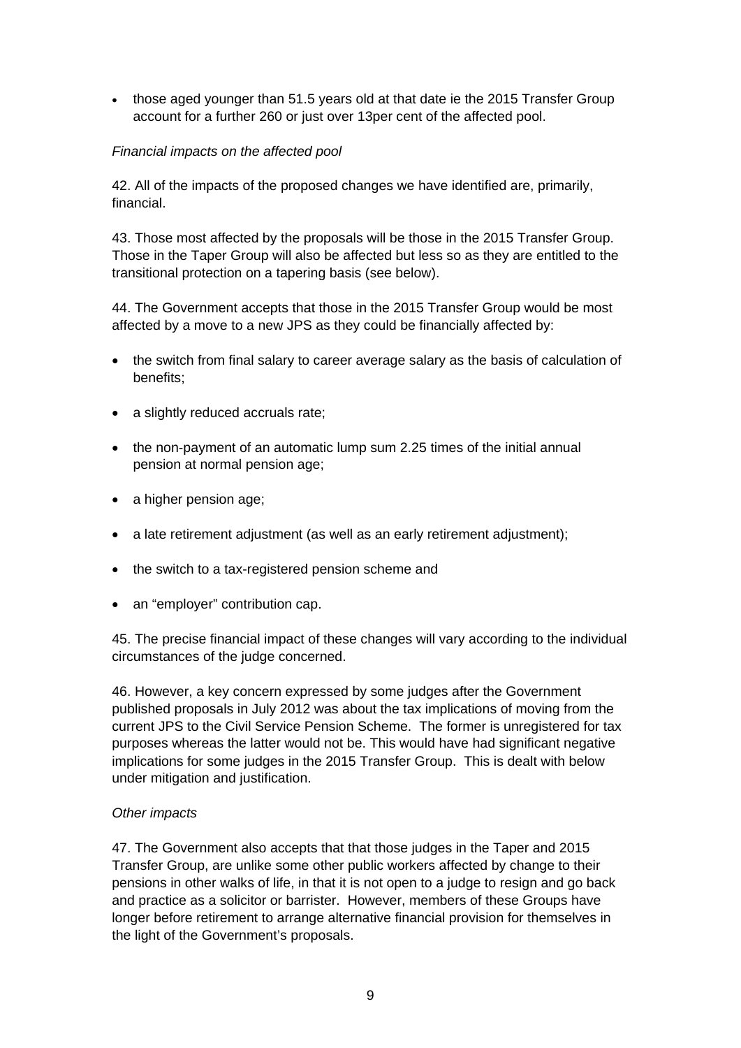- those aged younger than 51.5 years old at that date ie the 2015 Transfer Group account for a further 260 or just over 13per cent of the affected pool.

*Financial impacts on the affected pool*

42. All of the impacts of the proposed changes we have identified are, primarily, financial.

43. Those most affected by the proposals will be those in the 2015 Transfer Group. Those in the Taper Group will also be affected but less so as they are entitled to the transitional protection on a tapering basis (see below).

44. The Government accepts that those in the 2015 Transfer Group would be most affected by a move to a new JPS as they could be financially affected by:

- the switch from final salary to career average salary as the basis of calculation of benefits;
- a slightly reduced accruals rate;
- the non-payment of an automatic lump sum 2.25 times of the initial annual pension at normal pension age;
- a higher pension age;
- a late retirement adjustment (as well as an early retirement adjustment);
- the switch to a tax-registered pension scheme and
- an "employer" contribution cap.

45. The precise financial impact of these changes will vary according to the individual circumstances of the judge concerned.

46. However, a key concern expressed by some judges after the Government published proposals in July 2012 was about the tax implications of moving from the current JPS to the Civil Service Pension Scheme. The former is unregistered for tax purposes whereas the latter would not be. This would have had significant negative implications for some judges in the 2015 Transfer Group. This is dealt with below under mitigation and justification.

*Other impacts*

47. The Government also accepts that that those judges in the Taper and 2015 Transfer Group, are unlike some other public workers affected by change to their pensions in other walks of life, in that it is not open to a judge to resign and go back and practice as a solicitor or barrister. However, members of these Groups have longer before retirement to arrange alternative financial provision for themselves in the light of the Government's proposals.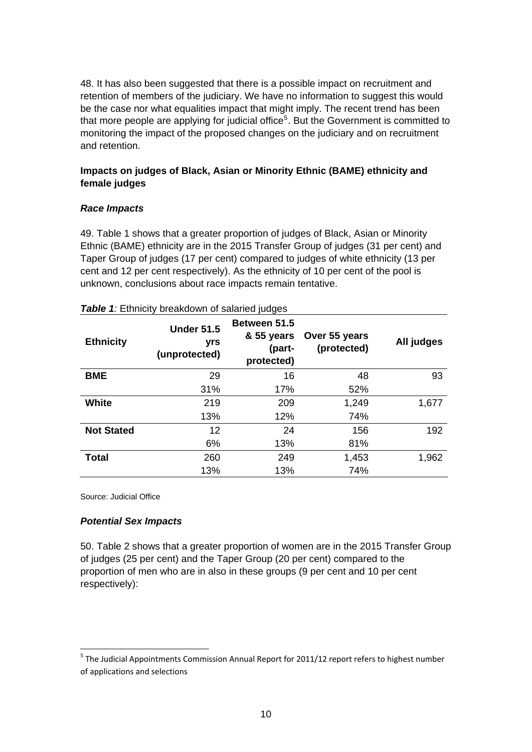48. It has also been suggested that there is a possible impact on recruitment and retention of members of the judiciary. We have no information to suggest this would be the case nor what equalities impact that might imply. The recent trend has been that more people are applying for judicial office[5]. But the Government is committed to monitoring the impact of the proposed changes on the judiciary and on recruitment and retention.

**Impacts on judges of Black, Asian or Minority Ethnic (BAME) ethnicity and female judges**

***Race Impacts***

49. Table 1 shows that a greater proportion of judges of Black, Asian or Minority Ethnic (BAME) ethnicity are in the 2015 Transfer Group of judges (31 per cent) and Taper Group of judges (17 per cent) compared to judges of white ethnicity (13 per cent and 12 per cent respectively). As the ethnicity of 10 per cent of the pool is unknown, conclusions about race impacts remain tentative.

***Table 1**:* Ethnicity breakdown of salaried judges

| Ethnicity | Under 51.5 yrs (unprotected) | Between 51.5 & 55 years (part-protected) | Over 55 years (protected) | All judges |
|---|---|---|---|---|
| **BME** | 29 | 16 | 48 | 93 |
| | 31% | 17% | 52% | |
| **White** | 219 | 209 | 1,249 | 1,677 |
| | 13% | 12% | 74% | |
| **Not Stated** | 12 | 24 | 156 | 192 |
| | 6% | 13% | 81% | |
| **Total** | 260 | 249 | 1,453 | 1,962 |
| | 13% | 13% | 74% | |

Source: Judicial Office

***Potential Sex Impacts***

50. Table 2 shows that a greater proportion of women are in the 2015 Transfer Group of judges (25 per cent) and the Taper Group (20 per cent) compared to the proportion of men who are in also in these groups (9 per cent and 10 per cent respectively):

[5] The Judicial Appointments Commission Annual Report for 2011/12 report refers to highest number of applications and selections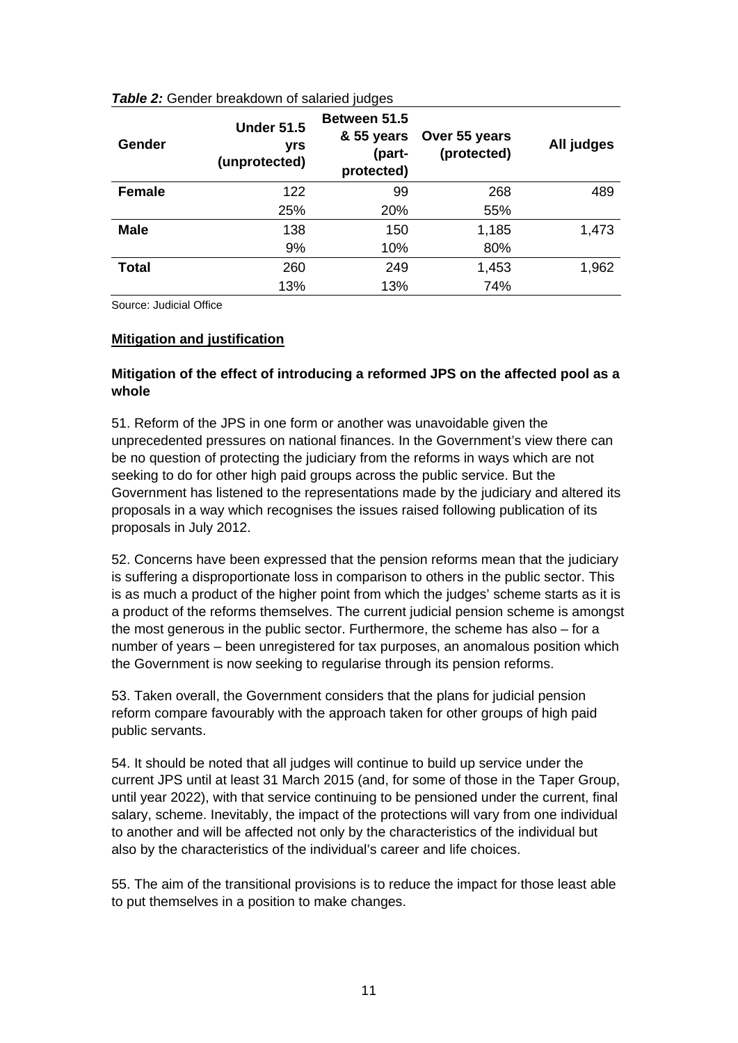***Table 2:*** Gender breakdown of salaried judges

| Gender | Under 51.5 yrs (unprotected) | Between 51.5 & 55 years (part-protected) | Over 55 years (protected) | All judges |
|---|---|---|---|---|
| **Female** | 122 | 99 | 268 | 489 |
| | 25% | 20% | 55% | |
| **Male** | 138 | 150 | 1,185 | 1,473 |
| | 9% | 10% | 80% | |
| **Total** | 260 | 249 | 1,453 | 1,962 |
| | 13% | 13% | 74% | |

Source: Judicial Office

**Mitigation and justification**

**Mitigation of the effect of introducing a reformed JPS on the affected pool as a whole**

51. Reform of the JPS in one form or another was unavoidable given the unprecedented pressures on national finances. In the Government's view there can be no question of protecting the judiciary from the reforms in ways which are not seeking to do for other high paid groups across the public service. But the Government has listened to the representations made by the judiciary and altered its proposals in a way which recognises the issues raised following publication of its proposals in July 2012.

52. Concerns have been expressed that the pension reforms mean that the judiciary is suffering a disproportionate loss in comparison to others in the public sector. This is as much a product of the higher point from which the judges' scheme starts as it is a product of the reforms themselves. The current judicial pension scheme is amongst the most generous in the public sector. Furthermore, the scheme has also – for a number of years – been unregistered for tax purposes, an anomalous position which the Government is now seeking to regularise through its pension reforms.

53. Taken overall, the Government considers that the plans for judicial pension reform compare favourably with the approach taken for other groups of high paid public servants.

54. It should be noted that all judges will continue to build up service under the current JPS until at least 31 March 2015 (and, for some of those in the Taper Group, until year 2022), with that service continuing to be pensioned under the current, final salary, scheme. Inevitably, the impact of the protections will vary from one individual to another and will be affected not only by the characteristics of the individual but also by the characteristics of the individual's career and life choices.

55. The aim of the transitional provisions is to reduce the impact for those least able to put themselves in a position to make changes.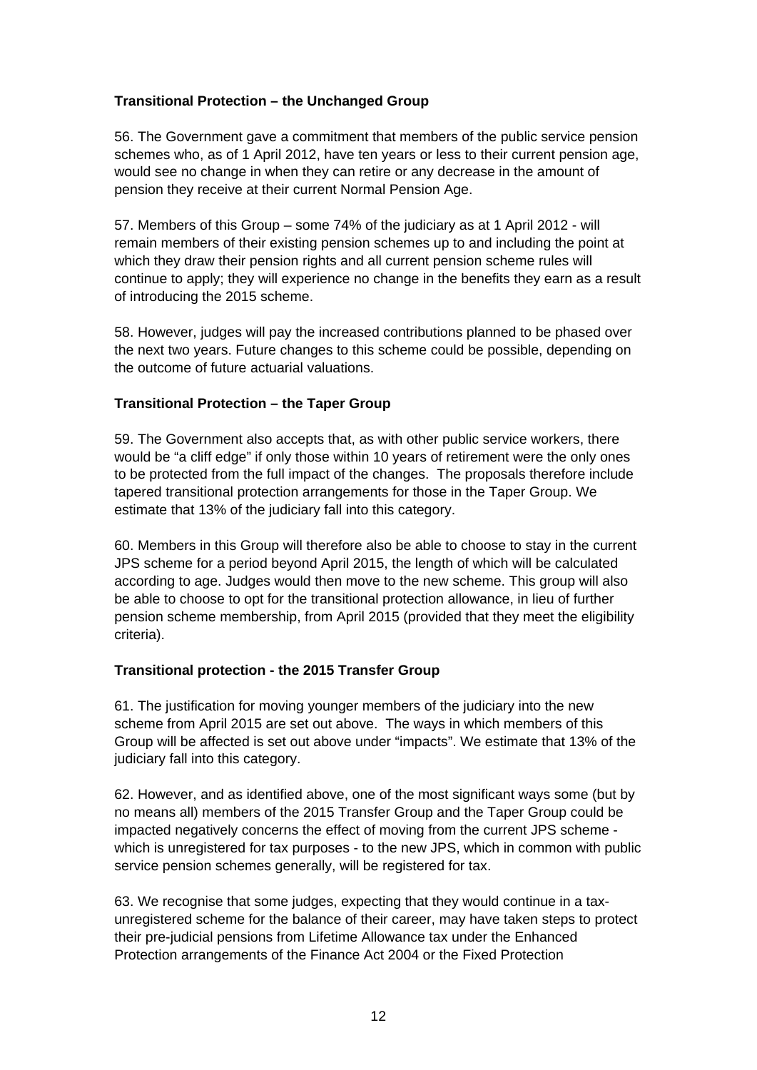**Transitional Protection – the Unchanged Group**

56. The Government gave a commitment that members of the public service pension schemes who, as of 1 April 2012, have ten years or less to their current pension age, would see no change in when they can retire or any decrease in the amount of pension they receive at their current Normal Pension Age.

57. Members of this Group – some 74% of the judiciary as at 1 April 2012 - will remain members of their existing pension schemes up to and including the point at which they draw their pension rights and all current pension scheme rules will continue to apply; they will experience no change in the benefits they earn as a result of introducing the 2015 scheme.

58. However, judges will pay the increased contributions planned to be phased over the next two years. Future changes to this scheme could be possible, depending on the outcome of future actuarial valuations.

**Transitional Protection – the Taper Group**

59. The Government also accepts that, as with other public service workers, there would be "a cliff edge" if only those within 10 years of retirement were the only ones to be protected from the full impact of the changes. The proposals therefore include tapered transitional protection arrangements for those in the Taper Group. We estimate that 13% of the judiciary fall into this category.

60. Members in this Group will therefore also be able to choose to stay in the current JPS scheme for a period beyond April 2015, the length of which will be calculated according to age. Judges would then move to the new scheme. This group will also be able to choose to opt for the transitional protection allowance, in lieu of further pension scheme membership, from April 2015 (provided that they meet the eligibility criteria).

**Transitional protection - the 2015 Transfer Group**

61. The justification for moving younger members of the judiciary into the new scheme from April 2015 are set out above. The ways in which members of this Group will be affected is set out above under "impacts". We estimate that 13% of the judiciary fall into this category.

62. However, and as identified above, one of the most significant ways some (but by no means all) members of the 2015 Transfer Group and the Taper Group could be impacted negatively concerns the effect of moving from the current JPS scheme - which is unregistered for tax purposes - to the new JPS, which in common with public service pension schemes generally, will be registered for tax.

63. We recognise that some judges, expecting that they would continue in a tax-unregistered scheme for the balance of their career, may have taken steps to protect their pre-judicial pensions from Lifetime Allowance tax under the Enhanced Protection arrangements of the Finance Act 2004 or the Fixed Protection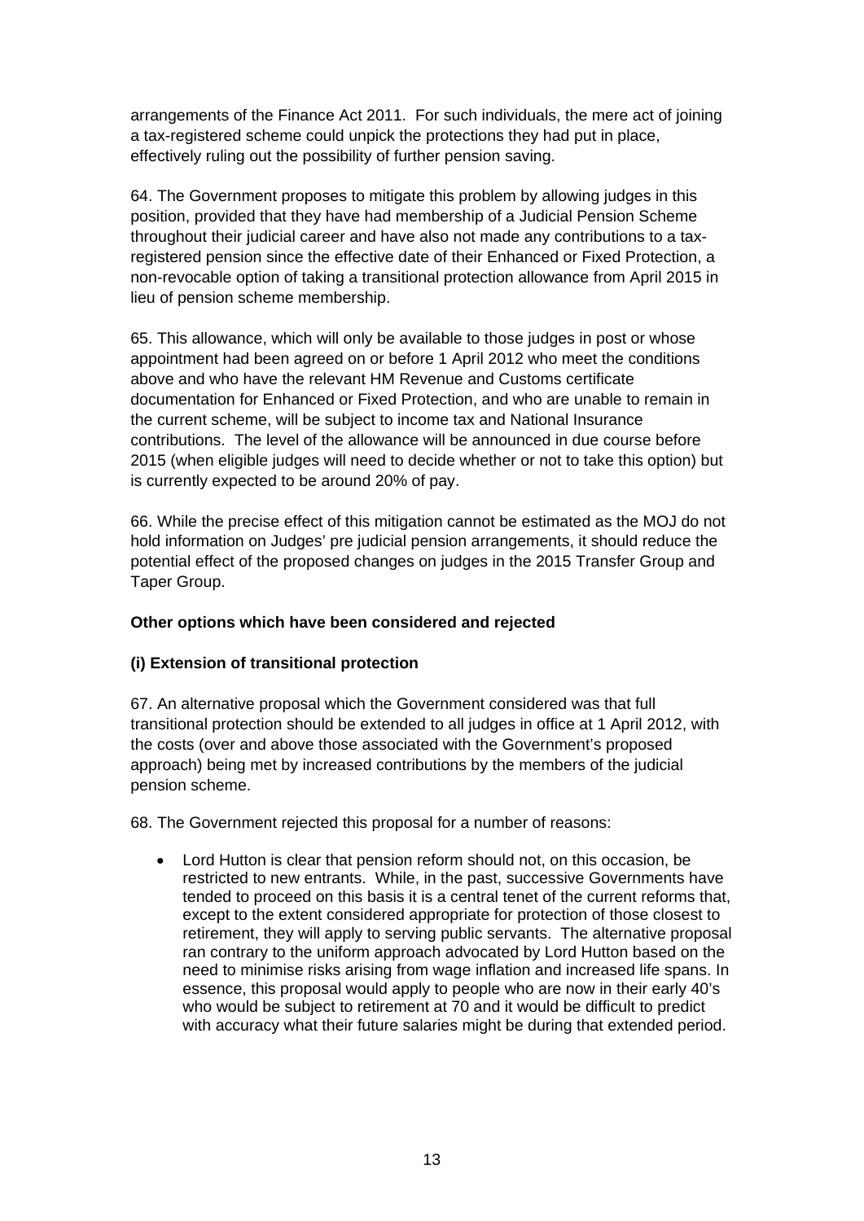arrangements of the Finance Act 2011. For such individuals, the mere act of joining a tax-registered scheme could unpick the protections they had put in place, effectively ruling out the possibility of further pension saving.

64. The Government proposes to mitigate this problem by allowing judges in this position, provided that they have had membership of a Judicial Pension Scheme throughout their judicial career and have also not made any contributions to a tax-registered pension since the effective date of their Enhanced or Fixed Protection, a non-revocable option of taking a transitional protection allowance from April 2015 in lieu of pension scheme membership.

65. This allowance, which will only be available to those judges in post or whose appointment had been agreed on or before 1 April 2012 who meet the conditions above and who have the relevant HM Revenue and Customs certificate documentation for Enhanced or Fixed Protection, and who are unable to remain in the current scheme, will be subject to income tax and National Insurance contributions. The level of the allowance will be announced in due course before 2015 (when eligible judges will need to decide whether or not to take this option) but is currently expected to be around 20% of pay.

66. While the precise effect of this mitigation cannot be estimated as the MOJ do not hold information on Judges' pre judicial pension arrangements, it should reduce the potential effect of the proposed changes on judges in the 2015 Transfer Group and Taper Group.

**Other options which have been considered and rejected**

**(i) Extension of transitional protection**

67. An alternative proposal which the Government considered was that full transitional protection should be extended to all judges in office at 1 April 2012, with the costs (over and above those associated with the Government's proposed approach) being met by increased contributions by the members of the judicial pension scheme.

68. The Government rejected this proposal for a number of reasons:

- Lord Hutton is clear that pension reform should not, on this occasion, be restricted to new entrants. While, in the past, successive Governments have tended to proceed on this basis it is a central tenet of the current reforms that, except to the extent considered appropriate for protection of those closest to retirement, they will apply to serving public servants. The alternative proposal ran contrary to the uniform approach advocated by Lord Hutton based on the need to minimise risks arising from wage inflation and increased life spans. In essence, this proposal would apply to people who are now in their early 40's who would be subject to retirement at 70 and it would be difficult to predict with accuracy what their future salaries might be during that extended period.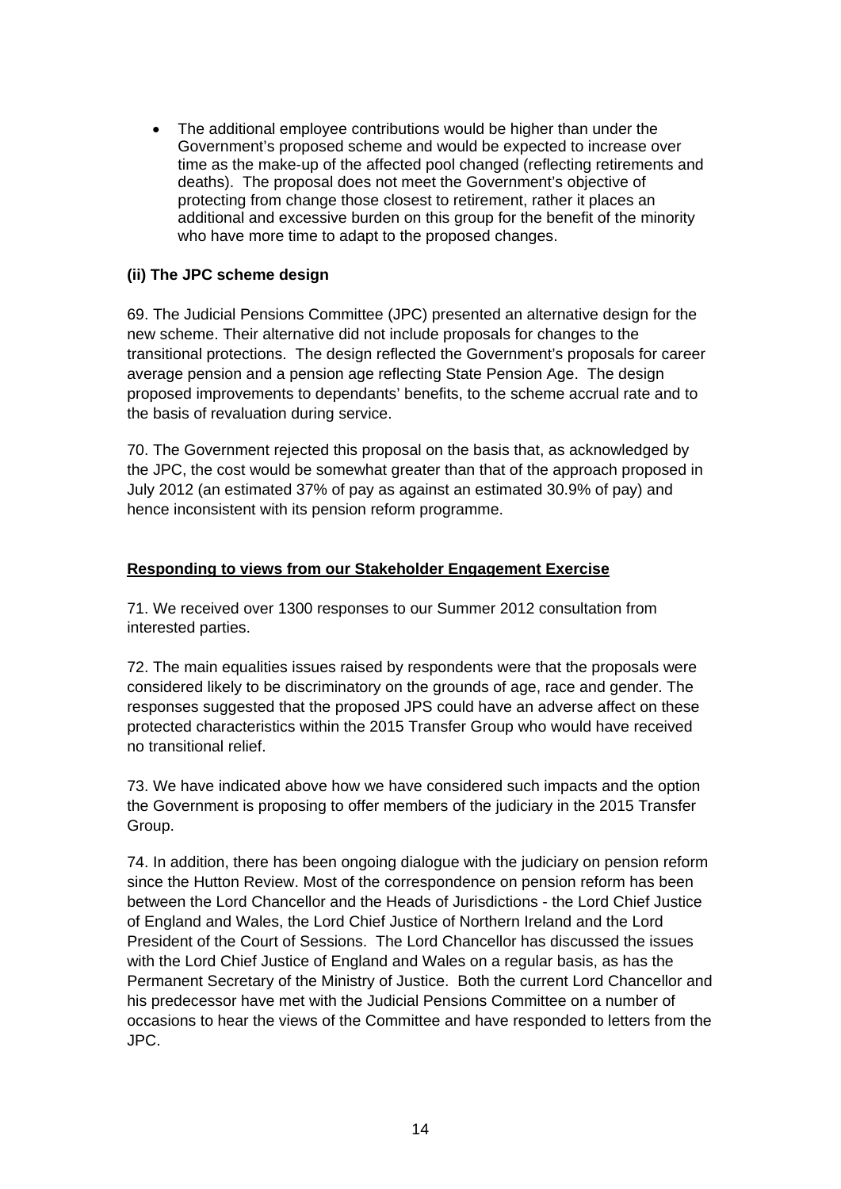- The additional employee contributions would be higher than under the Government's proposed scheme and would be expected to increase over time as the make-up of the affected pool changed (reflecting retirements and deaths). The proposal does not meet the Government's objective of protecting from change those closest to retirement, rather it places an additional and excessive burden on this group for the benefit of the minority who have more time to adapt to the proposed changes.

**(ii) The JPC scheme design**

69. The Judicial Pensions Committee (JPC) presented an alternative design for the new scheme. Their alternative did not include proposals for changes to the transitional protections. The design reflected the Government's proposals for career average pension and a pension age reflecting State Pension Age. The design proposed improvements to dependants' benefits, to the scheme accrual rate and to the basis of revaluation during service.

70. The Government rejected this proposal on the basis that, as acknowledged by the JPC, the cost would be somewhat greater than that of the approach proposed in July 2012 (an estimated 37% of pay as against an estimated 30.9% of pay) and hence inconsistent with its pension reform programme.

**Responding to views from our Stakeholder Engagement Exercise**

71. We received over 1300 responses to our Summer 2012 consultation from interested parties.

72. The main equalities issues raised by respondents were that the proposals were considered likely to be discriminatory on the grounds of age, race and gender. The responses suggested that the proposed JPS could have an adverse affect on these protected characteristics within the 2015 Transfer Group who would have received no transitional relief.

73. We have indicated above how we have considered such impacts and the option the Government is proposing to offer members of the judiciary in the 2015 Transfer Group.

74. In addition, there has been ongoing dialogue with the judiciary on pension reform since the Hutton Review. Most of the correspondence on pension reform has been between the Lord Chancellor and the Heads of Jurisdictions - the Lord Chief Justice of England and Wales, the Lord Chief Justice of Northern Ireland and the Lord President of the Court of Sessions. The Lord Chancellor has discussed the issues with the Lord Chief Justice of England and Wales on a regular basis, as has the Permanent Secretary of the Ministry of Justice. Both the current Lord Chancellor and his predecessor have met with the Judicial Pensions Committee on a number of occasions to hear the views of the Committee and have responded to letters from the JPC.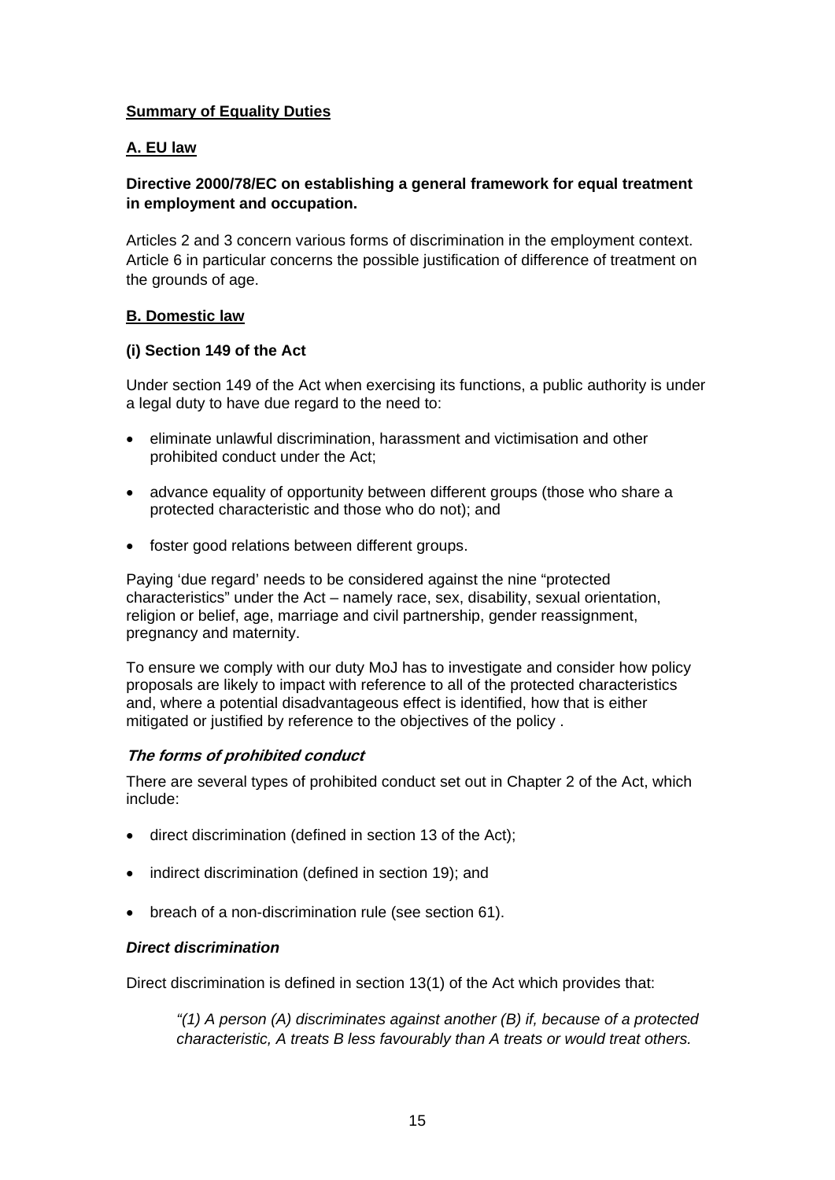## Summary of Equality Duties

### A. EU law

**Directive 2000/78/EC on establishing a general framework for equal treatment in employment and occupation.**

Articles 2 and 3 concern various forms of discrimination in the employment context. Article 6 in particular concerns the possible justification of difference of treatment on the grounds of age.

### B. Domestic law

#### (i) Section 149 of the Act

Under section 149 of the Act when exercising its functions, a public authority is under a legal duty to have due regard to the need to:

- eliminate unlawful discrimination, harassment and victimisation and other prohibited conduct under the Act;
- advance equality of opportunity between different groups (those who share a protected characteristic and those who do not); and
- foster good relations between different groups.

Paying 'due regard' needs to be considered against the nine "protected characteristics" under the Act – namely race, sex, disability, sexual orientation, religion or belief, age, marriage and civil partnership, gender reassignment, pregnancy and maternity.

To ensure we comply with our duty MoJ has to investigate and consider how policy proposals are likely to impact with reference to all of the protected characteristics and, where a potential disadvantageous effect is identified, how that is either mitigated or justified by reference to the objectives of the policy .

***The forms of prohibited conduct***

There are several types of prohibited conduct set out in Chapter 2 of the Act, which include:

- direct discrimination (defined in section 13 of the Act);
- indirect discrimination (defined in section 19); and
- breach of a non-discrimination rule (see section 61).

***Direct discrimination***

Direct discrimination is defined in section 13(1) of the Act which provides that:

> *"(1) A person (A) discriminates against another (B) if, because of a protected characteristic, A treats B less favourably than A treats or would treat others.*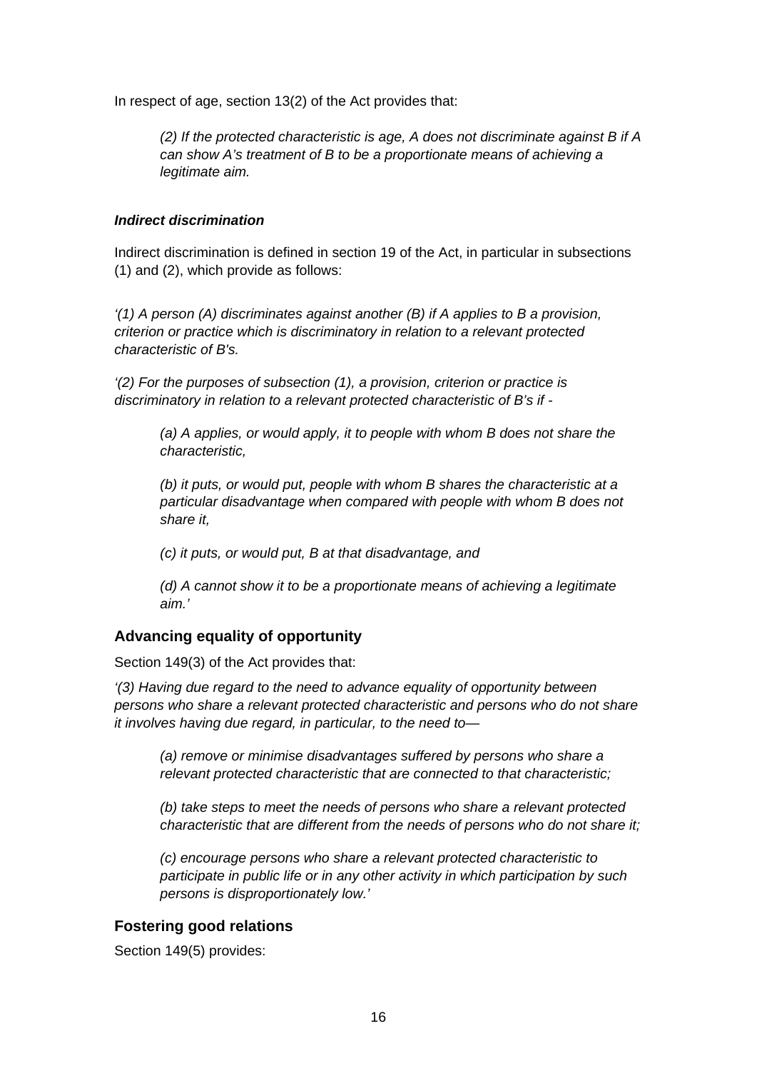In respect of age, section 13(2) of the Act provides that:

> *(2) If the protected characteristic is age, A does not discriminate against B if A can show A's treatment of B to be a proportionate means of achieving a legitimate aim.*

***Indirect discrimination***

Indirect discrimination is defined in section 19 of the Act, in particular in subsections (1) and (2), which provide as follows:

*'(1) A person (A) discriminates against another (B) if A applies to B a provision, criterion or practice which is discriminatory in relation to a relevant protected characteristic of B's.*

*'(2) For the purposes of subsection (1), a provision, criterion or practice is discriminatory in relation to a relevant protected characteristic of B's if -*

> *(a) A applies, or would apply, it to people with whom B does not share the characteristic,*
>
> *(b) it puts, or would put, people with whom B shares the characteristic at a particular disadvantage when compared with people with whom B does not share it,*
>
> *(c) it puts, or would put, B at that disadvantage, and*
>
> *(d) A cannot show it to be a proportionate means of achieving a legitimate aim.'*

## Advancing equality of opportunity

Section 149(3) of the Act provides that:

*'(3) Having due regard to the need to advance equality of opportunity between persons who share a relevant protected characteristic and persons who do not share it involves having due regard, in particular, to the need to—*

> *(a) remove or minimise disadvantages suffered by persons who share a relevant protected characteristic that are connected to that characteristic;*
>
> *(b) take steps to meet the needs of persons who share a relevant protected characteristic that are different from the needs of persons who do not share it;*
>
> *(c) encourage persons who share a relevant protected characteristic to participate in public life or in any other activity in which participation by such persons is disproportionately low.'*

## Fostering good relations

Section 149(5) provides: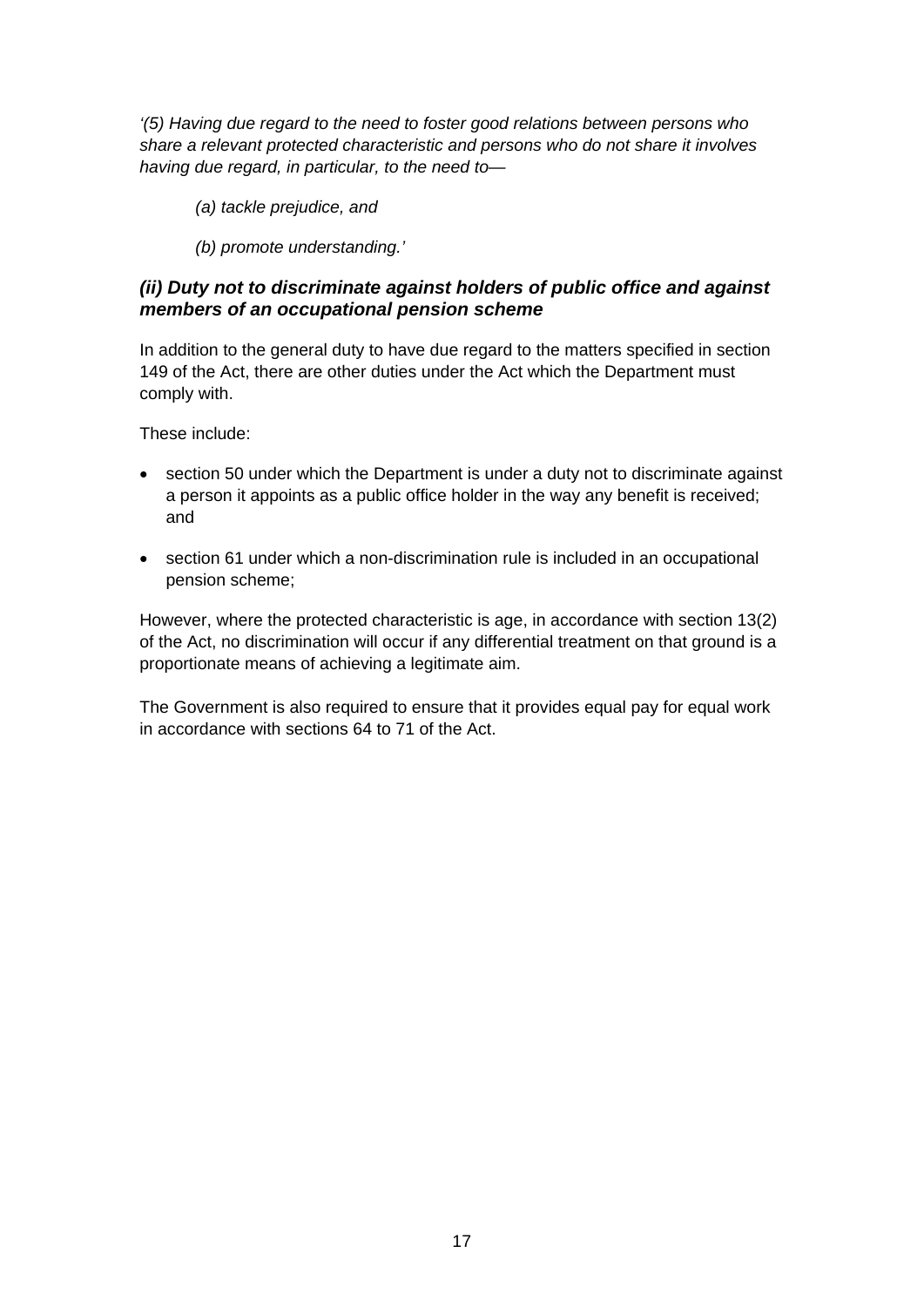*'(5) Having due regard to the need to foster good relations between persons who share a relevant protected characteristic and persons who do not share it involves having due regard, in particular, to the need to—*

> *(a) tackle prejudice, and*
>
> *(b) promote understanding.'*

### *(ii) Duty not to discriminate against holders of public office and against members of an occupational pension scheme*

In addition to the general duty to have due regard to the matters specified in section 149 of the Act, there are other duties under the Act which the Department must comply with.

These include:

- section 50 under which the Department is under a duty not to discriminate against a person it appoints as a public office holder in the way any benefit is received; and
- section 61 under which a non-discrimination rule is included in an occupational pension scheme;

However, where the protected characteristic is age, in accordance with section 13(2) of the Act, no discrimination will occur if any differential treatment on that ground is a proportionate means of achieving a legitimate aim.

The Government is also required to ensure that it provides equal pay for equal work in accordance with sections 64 to 71 of the Act.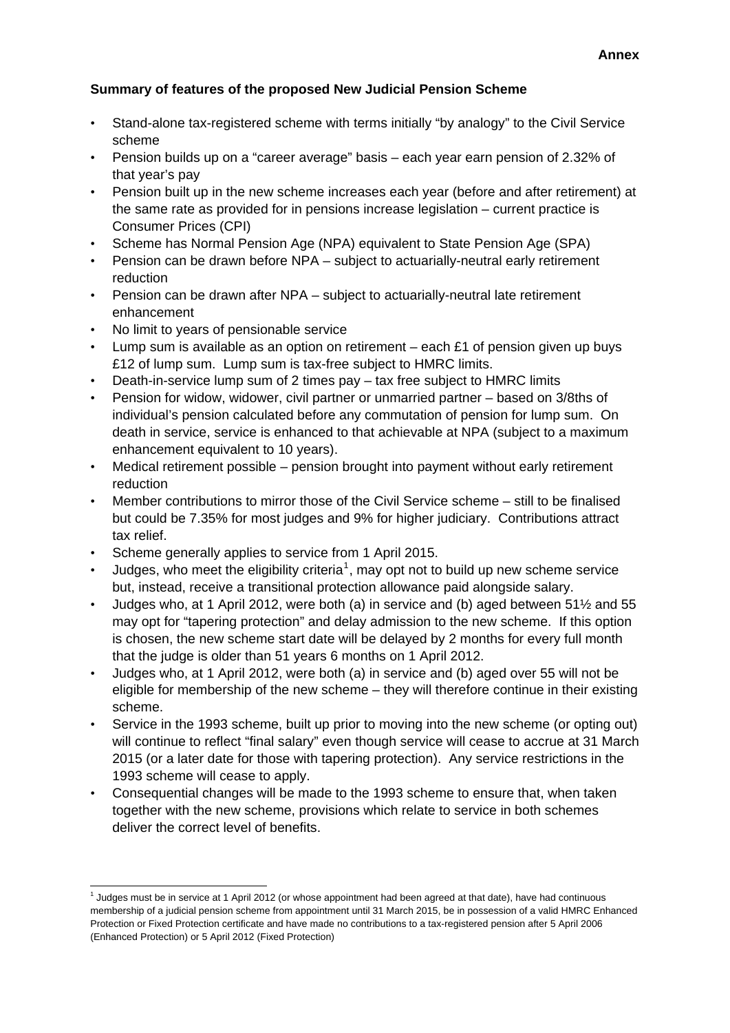**Annex**

**Summary of features of the proposed New Judicial Pension Scheme**

- Stand-alone tax-registered scheme with terms initially "by analogy" to the Civil Service scheme
- Pension builds up on a "career average" basis – each year earn pension of 2.32% of that year's pay
- Pension built up in the new scheme increases each year (before and after retirement) at the same rate as provided for in pensions increase legislation – current practice is Consumer Prices (CPI)
- Scheme has Normal Pension Age (NPA) equivalent to State Pension Age (SPA)
- Pension can be drawn before NPA – subject to actuarially-neutral early retirement reduction
- Pension can be drawn after NPA – subject to actuarially-neutral late retirement enhancement
- No limit to years of pensionable service
- Lump sum is available as an option on retirement – each £1 of pension given up buys £12 of lump sum. Lump sum is tax-free subject to HMRC limits.
- Death-in-service lump sum of 2 times pay – tax free subject to HMRC limits
- Pension for widow, widower, civil partner or unmarried partner – based on 3/8ths of individual's pension calculated before any commutation of pension for lump sum. On death in service, service is enhanced to that achievable at NPA (subject to a maximum enhancement equivalent to 10 years).
- Medical retirement possible – pension brought into payment without early retirement reduction
- Member contributions to mirror those of the Civil Service scheme – still to be finalised but could be 7.35% for most judges and 9% for higher judiciary. Contributions attract tax relief.
- Scheme generally applies to service from 1 April 2015.
- Judges, who meet the eligibility criteria[1], may opt not to build up new scheme service but, instead, receive a transitional protection allowance paid alongside salary.
- Judges who, at 1 April 2012, were both (a) in service and (b) aged between 51½ and 55 may opt for "tapering protection" and delay admission to the new scheme. If this option is chosen, the new scheme start date will be delayed by 2 months for every full month that the judge is older than 51 years 6 months on 1 April 2012.
- Judges who, at 1 April 2012, were both (a) in service and (b) aged over 55 will not be eligible for membership of the new scheme – they will therefore continue in their existing scheme.
- Service in the 1993 scheme, built up prior to moving into the new scheme (or opting out) will continue to reflect "final salary" even though service will cease to accrue at 31 March 2015 (or a later date for those with tapering protection). Any service restrictions in the 1993 scheme will cease to apply.
- Consequential changes will be made to the 1993 scheme to ensure that, when taken together with the new scheme, provisions which relate to service in both schemes deliver the correct level of benefits.

---

[1] Judges must be in service at 1 April 2012 (or whose appointment had been agreed at that date), have had continuous membership of a judicial pension scheme from appointment until 31 March 2015, be in possession of a valid HMRC Enhanced Protection or Fixed Protection certificate and have made no contributions to a tax-registered pension after 5 April 2006 (Enhanced Protection) or 5 April 2012 (Fixed Protection)